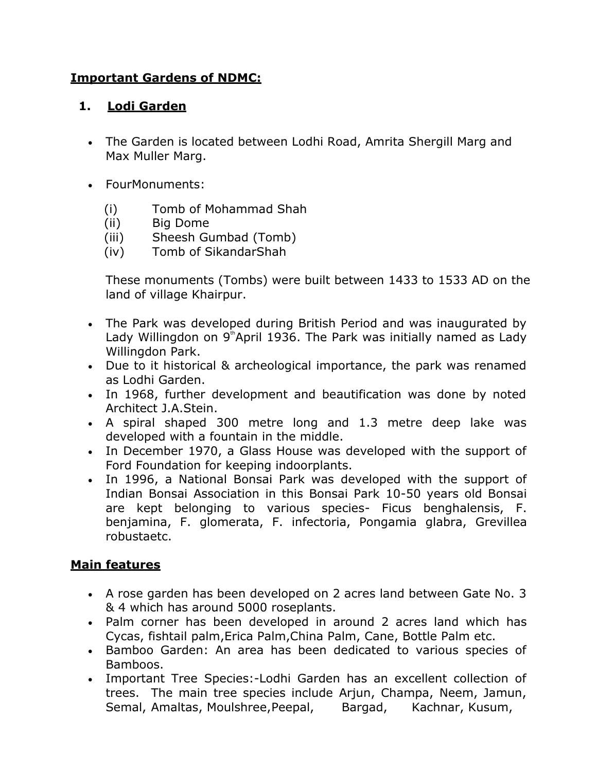**Important Gardens of NDMC:**

## 1. Lodi Garden

- The Garden is located between Lodhi Road, Amrita Shergill Marg and Max Muller Marg.
- FourMonuments:

  (i) Tomb of Mohammad Shah
  (ii) Big Dome
  (iii) Sheesh Gumbad (Tomb)
  (iv) Tomb of SikandarShah

  These monuments (Tombs) were built between 1433 to 1533 AD on the land of village Khairpur.

- The Park was developed during British Period and was inaugurated by Lady Willingdon on 9th April 1936. The Park was initially named as Lady Willingdon Park.
- Due to it historical & archeological importance, the park was renamed as Lodhi Garden.
- In 1968, further development and beautification was done by noted Architect J.A.Stein.
- A spiral shaped 300 metre long and 1.3 metre deep lake was developed with a fountain in the middle.
- In December 1970, a Glass House was developed with the support of Ford Foundation for keeping indoorplants.
- In 1996, a National Bonsai Park was developed with the support of Indian Bonsai Association in this Bonsai Park 10-50 years old Bonsai are kept belonging to various species- Ficus benghalensis, F. benjamina, F. glomerata, F. infectoria, Pongamia glabra, Grevillea robustaetc.

**Main features**

- A rose garden has been developed on 2 acres land between Gate No. 3 & 4 which has around 5000 roseplants.
- Palm corner has been developed in around 2 acres land which has Cycas, fishtail palm,Erica Palm,China Palm, Cane, Bottle Palm etc.
- Bamboo Garden: An area has been dedicated to various species of Bamboos.
- Important Tree Species:-Lodhi Garden has an excellent collection of trees. The main tree species include Arjun, Champa, Neem, Jamun, Semal, Amaltas, Moulshree,Peepal, Bargad, Kachnar, Kusum,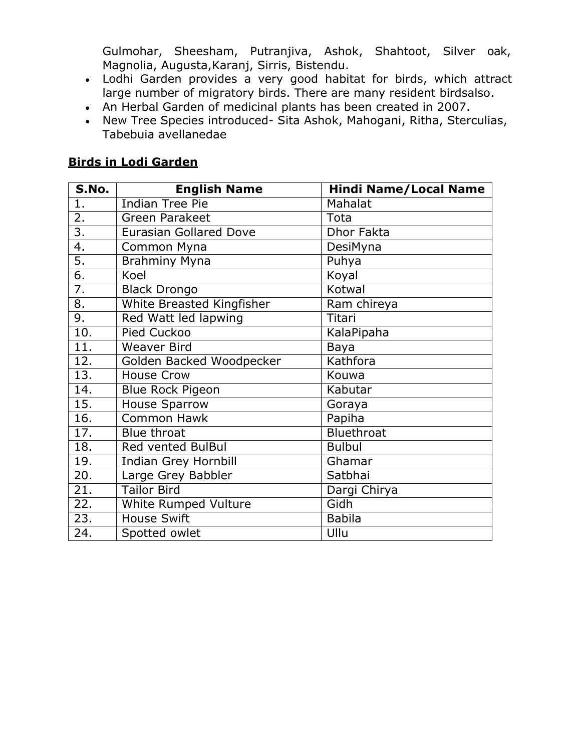Gulmohar, Sheesham, Putranjiva, Ashok, Shahtoot, Silver oak, Magnolia, Augusta,Karanj, Sirris, Bistendu.

- Lodhi Garden provides a very good habitat for birds, which attract large number of migratory birds. There are many resident birdsalso.
- An Herbal Garden of medicinal plants has been created in 2007.
- New Tree Species introduced- Sita Ashok, Mahogani, Ritha, Sterculias, Tabebuia avellanedae

**Birds in Lodi Garden**

| S.No. | English Name | Hindi Name/Local Name |
|---|---|---|
| 1. | Indian Tree Pie | Mahalat |
| 2. | Green Parakeet | Tota |
| 3. | Eurasian Gollared Dove | Dhor Fakta |
| 4. | Common Myna | DesiMyna |
| 5. | Brahminy Myna | Puhya |
| 6. | Koel | Koyal |
| 7. | Black Drongo | Kotwal |
| 8. | White Breasted Kingfisher | Ram chireya |
| 9. | Red Watt led lapwing | Titari |
| 10. | Pied Cuckoo | KalaPipaha |
| 11. | Weaver Bird | Baya |
| 12. | Golden Backed Woodpecker | Kathfora |
| 13. | House Crow | Kouwa |
| 14. | Blue Rock Pigeon | Kabutar |
| 15. | House Sparrow | Goraya |
| 16. | Common Hawk | Papiha |
| 17. | Blue throat | Bluethroat |
| 18. | Red vented BulBul | Bulbul |
| 19. | Indian Grey Hornbill | Ghamar |
| 20. | Large Grey Babbler | Satbhai |
| 21. | Tailor Bird | Dargi Chirya |
| 22. | White Rumped Vulture | Gidh |
| 23. | House Swift | Babila |
| 24. | Spotted owlet | Ullu |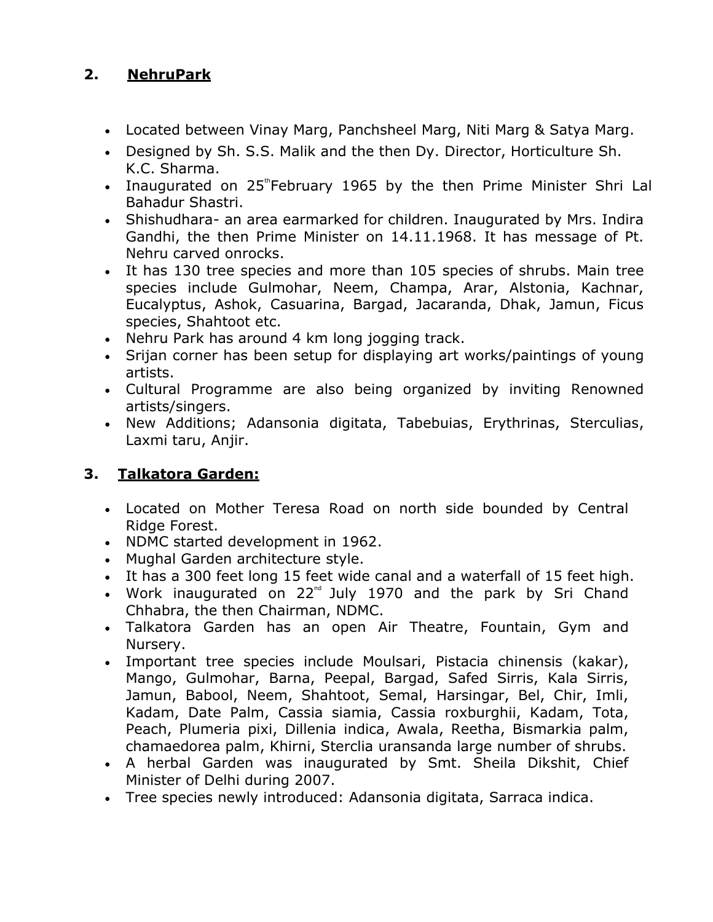## 2. NehruPark

- Located between Vinay Marg, Panchsheel Marg, Niti Marg & Satya Marg.
- Designed by Sh. S.S. Malik and the then Dy. Director, Horticulture Sh. K.C. Sharma.
- Inaugurated on 25th February 1965 by the then Prime Minister Shri Lal Bahadur Shastri.
- Shishudhara- an area earmarked for children. Inaugurated by Mrs. Indira Gandhi, the then Prime Minister on 14.11.1968. It has message of Pt. Nehru carved onrocks.
- It has 130 tree species and more than 105 species of shrubs. Main tree species include Gulmohar, Neem, Champa, Arar, Alstonia, Kachnar, Eucalyptus, Ashok, Casuarina, Bargad, Jacaranda, Dhak, Jamun, Ficus species, Shahtoot etc.
- Nehru Park has around 4 km long jogging track.
- Srijan corner has been setup for displaying art works/paintings of young artists.
- Cultural Programme are also being organized by inviting Renowned artists/singers.
- New Additions; Adansonia digitata, Tabebuias, Erythrinas, Sterculias, Laxmi taru, Anjir.

## 3. Talkatora Garden:

- Located on Mother Teresa Road on north side bounded by Central Ridge Forest.
- NDMC started development in 1962.
- Mughal Garden architecture style.
- It has a 300 feet long 15 feet wide canal and a waterfall of 15 feet high.
- Work inaugurated on 22nd July 1970 and the park by Sri Chand Chhabra, the then Chairman, NDMC.
- Talkatora Garden has an open Air Theatre, Fountain, Gym and Nursery.
- Important tree species include Moulsari, Pistacia chinensis (kakar), Mango, Gulmohar, Barna, Peepal, Bargad, Safed Sirris, Kala Sirris, Jamun, Babool, Neem, Shahtoot, Semal, Harsingar, Bel, Chir, Imli, Kadam, Date Palm, Cassia siamia, Cassia roxburghii, Kadam, Tota, Peach, Plumeria pixi, Dillenia indica, Awala, Reetha, Bismarkia palm, chamaedorea palm, Khirni, Sterclia uransanda large number of shrubs.
- A herbal Garden was inaugurated by Smt. Sheila Dikshit, Chief Minister of Delhi during 2007.
- Tree species newly introduced: Adansonia digitata, Sarraca indica.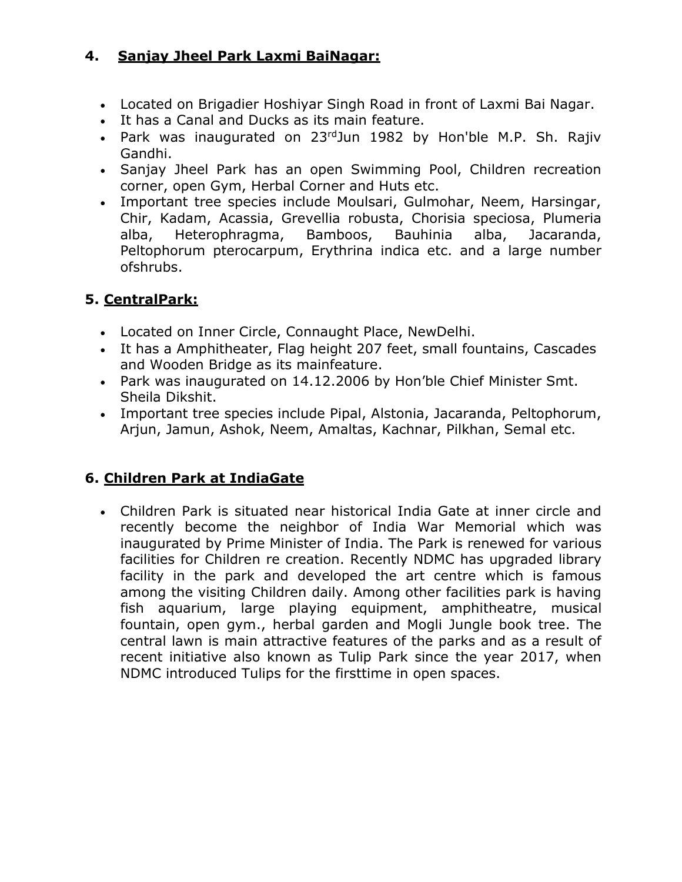## 4. **Sanjay Jheel Park Laxmi BaiNagar:**

- Located on Brigadier Hoshiyar Singh Road in front of Laxmi Bai Nagar.
- It has a Canal and Ducks as its main feature.
- Park was inaugurated on 23rdJun 1982 by Hon'ble M.P. Sh. Rajiv Gandhi.
- Sanjay Jheel Park has an open Swimming Pool, Children recreation corner, open Gym, Herbal Corner and Huts etc.
- Important tree species include Moulsari, Gulmohar, Neem, Harsingar, Chir, Kadam, Acassia, Grevellia robusta, Chorisia speciosa, Plumeria alba, Heterophragma, Bamboos, Bauhinia alba, Jacaranda, Peltophorum pterocarpum, Erythrina indica etc. and a large number ofshrubs.

## 5. **CentralPark:**

- Located on Inner Circle, Connaught Place, NewDelhi.
- It has a Amphitheater, Flag height 207 feet, small fountains, Cascades and Wooden Bridge as its mainfeature.
- Park was inaugurated on 14.12.2006 by Hon'ble Chief Minister Smt. Sheila Dikshit.
- Important tree species include Pipal, Alstonia, Jacaranda, Peltophorum, Arjun, Jamun, Ashok, Neem, Amaltas, Kachnar, Pilkhan, Semal etc.

## 6. **Children Park at IndiaGate**

- Children Park is situated near historical India Gate at inner circle and recently become the neighbor of India War Memorial which was inaugurated by Prime Minister of India. The Park is renewed for various facilities for Children re creation. Recently NDMC has upgraded library facility in the park and developed the art centre which is famous among the visiting Children daily. Among other facilities park is having fish aquarium, large playing equipment, amphitheatre, musical fountain, open gym., herbal garden and Mogli Jungle book tree. The central lawn is main attractive features of the parks and as a result of recent initiative also known as Tulip Park since the year 2017, when NDMC introduced Tulips for the firsttime in open spaces.